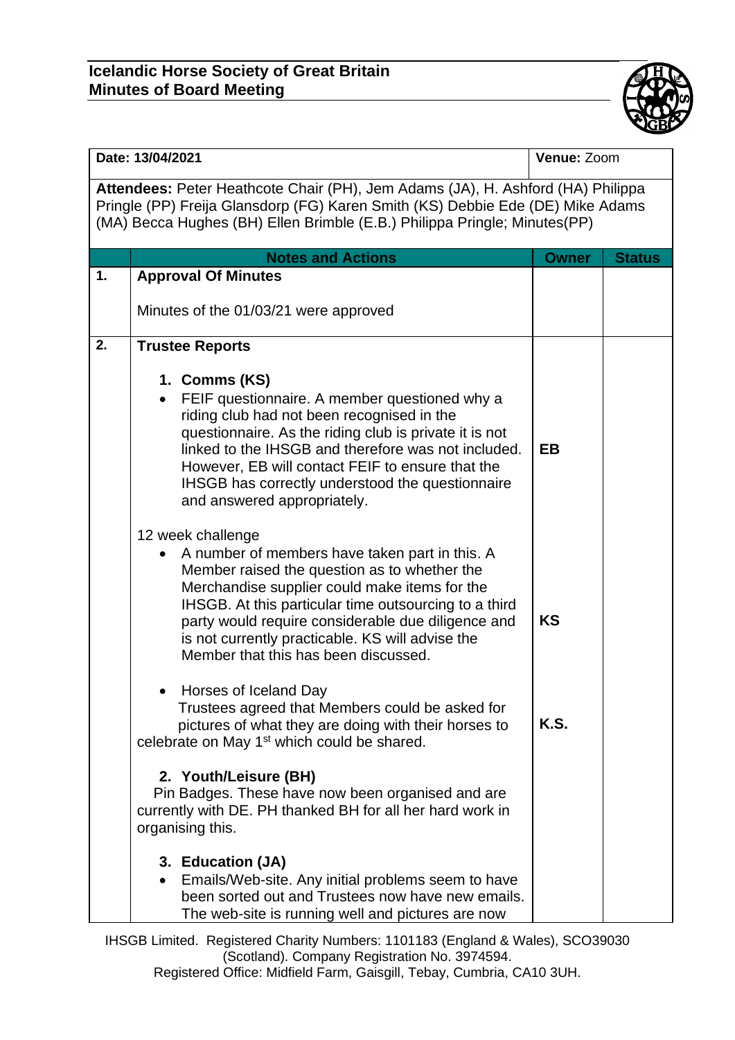**Icelandic Horse Society of Great Britain**
**Minutes of Board Meeting**

| **Date:** 13/04/2021 | | **Venue:** Zoom | |
|---|---|---|---|
| **Attendees:** Peter Heathcote Chair (PH), Jem Adams (JA), H. Ashford (HA) Philippa Pringle (PP) Freija Glansdorp (FG) Karen Smith (KS) Debbie Ede (DE) Mike Adams (MA) Becca Hughes (BH) Ellen Brimble (E.B.) Philippa Pringle; Minutes(PP) | | | |
| | **Notes and Actions** | **Owner** | **Status** |
| **1.** | **Approval Of Minutes**<br><br>Minutes of the 01/03/21 were approved | | |
| **2.** | **Trustee Reports**<br><br>**1. Comms (KS)**<br>• FEIF questionnaire. A member questioned why a riding club had not been recognised in the questionnaire. As the riding club is private it is not linked to the IHSGB and therefore was not included. However, EB will contact FEIF to ensure that the IHSGB has correctly understood the questionnaire and answered appropriately. | **EB** | |
| | 12 week challenge<br>• A number of members have taken part in this. A Member raised the question as to whether the Merchandise supplier could make items for the IHSGB. At this particular time outsourcing to a third party would require considerable due diligence and is not currently practicable. KS will advise the Member that this has been discussed. | **KS** | |
| | • Horses of Iceland Day<br>Trustees agreed that Members could be asked for pictures of what they are doing with their horses to celebrate on May 1st which could be shared. | **K.S.** | |
| | **2. Youth/Leisure (BH)**<br>Pin Badges. These have now been organised and are currently with DE. PH thanked BH for all her hard work in organising this.<br><br>**3. Education (JA)**<br>• Emails/Web-site. Any initial problems seem to have been sorted out and Trustees now have new emails. The web-site is running well and pictures are now | | |

IHSGB Limited. Registered Charity Numbers: 1101183 (England & Wales), SCO39030 (Scotland). Company Registration No. 3974594.
Registered Office: Midfield Farm, Gaisgill, Tebay, Cumbria, CA10 3UH.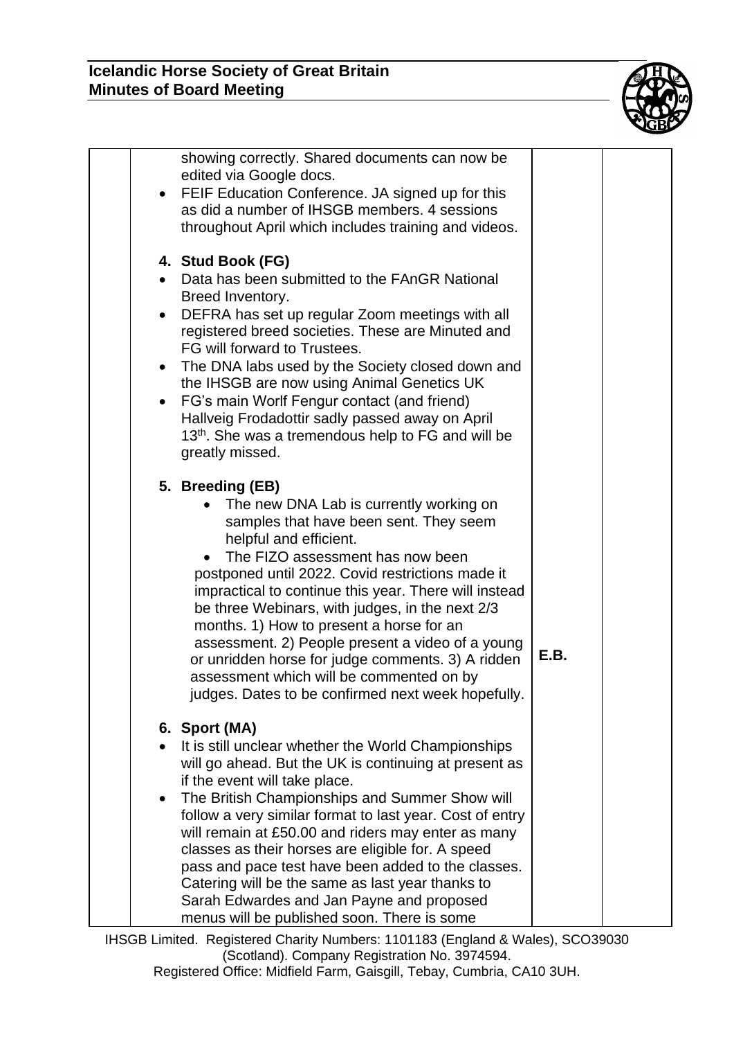| | | | |
|---|---|---|---|
| | showing correctly. Shared documents can now be edited via Google docs.<br>• FEIF Education Conference. JA signed up for this as did a number of IHSGB members. 4 sessions throughout April which includes training and videos.<br><br>**4. Stud Book (FG)**<br>• Data has been submitted to the FAnGR National Breed Inventory.<br>• DEFRA has set up regular Zoom meetings with all registered breed societies. These are Minuted and FG will forward to Trustees.<br>• The DNA labs used by the Society closed down and the IHSGB are now using Animal Genetics UK<br>• FG's main Worlf Fengur contact (and friend) Hallveig Frodadottir sadly passed away on April 13th. She was a tremendous help to FG and will be greatly missed.<br><br>**5. Breeding (EB)**<br>• The new DNA Lab is currently working on samples that have been sent. They seem helpful and efficient.<br>• The FIZO assessment has now been postponed until 2022. Covid restrictions made it impractical to continue this year. There will instead be three Webinars, with judges, in the next 2/3 months. 1) How to present a horse for an assessment. 2) People present a video of a young or unridden horse for judge comments. 3) A ridden assessment which will be commented on by judges. Dates to be confirmed next week hopefully.<br><br>**6. Sport (MA)**<br>• It is still unclear whether the World Championships will go ahead. But the UK is continuing at present as if the event will take place.<br>• The British Championships and Summer Show will follow a very similar format to last year. Cost of entry will remain at £50.00 and riders may enter as many classes as their horses are eligible for. A speed pass and pace test have been added to the classes. Catering will be the same as last year thanks to Sarah Edwardes and Jan Payne and proposed menus will be published soon. There is some | E.B. | |

IHSGB Limited. Registered Charity Numbers: 1101183 (England & Wales), SCO39030 (Scotland). Company Registration No. 3974594.
Registered Office: Midfield Farm, Gaisgill, Tebay, Cumbria, CA10 3UH.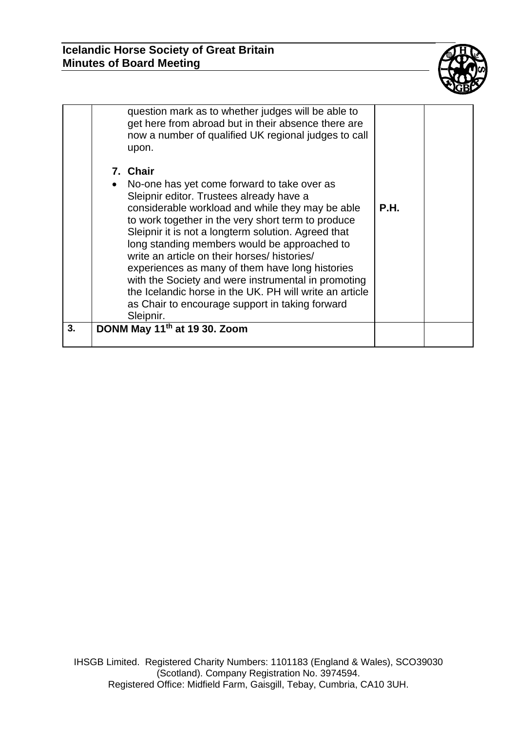| | | | |
|---|---|---|---|
| | question mark as to whether judges will be able to get here from abroad but in their absence there are now a number of qualified UK regional judges to call upon.<br><br>**7. Chair**<br>• No-one has yet come forward to take over as Sleipnir editor. Trustees already have a considerable workload and while they may be able to work together in the very short term to produce Sleipnir it is not a longterm solution. Agreed that long standing members would be approached to write an article on their horses/ histories/ experiences as many of them have long histories with the Society and were instrumental in promoting the Icelandic horse in the UK. PH will write an article as Chair to encourage support in taking forward Sleipnir. | **P.H.** | |
| **3.** | **DONM May 11th at 19 30. Zoom** | | |

IHSGB Limited. Registered Charity Numbers: 1101183 (England & Wales), SCO39030 (Scotland). Company Registration No. 3974594.
Registered Office: Midfield Farm, Gaisgill, Tebay, Cumbria, CA10 3UH.